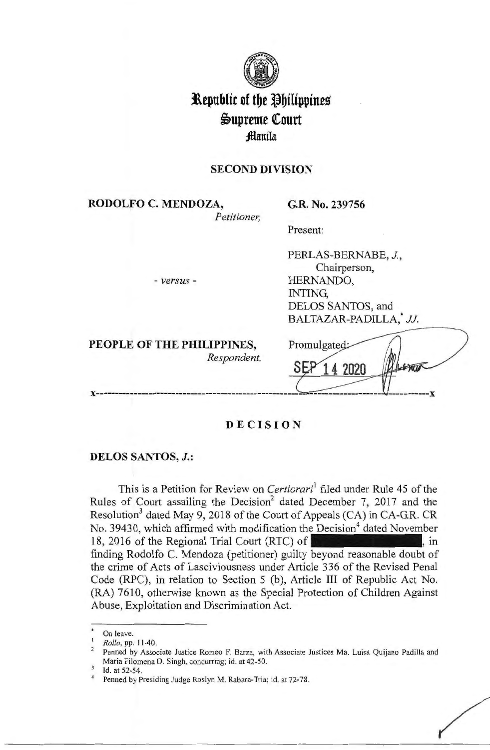# Republic of the Philippines
# Supreme Court
## Manila

**SECOND DIVISION**

**RODOLFO C. MENDOZA,**
*Petitioner,*

**G.R. No. 239756**

Present:

PERLAS-BERNABE, *J.*,
Chairperson,
HERNANDO,
INTING,
DELOS SANTOS, and
BALTAZAR-PADILLA,[*] *JJ.*

\- *versus* -

**PEOPLE OF THE PHILIPPINES,**
*Respondent.*

Promulgated:
SEP 14 2020

x-----------------------------------------------------------------------------------------x

**D E C I S I O N**

**DELOS SANTOS, *J.*:**

This is a Petition for Review on *Certiorari*[1] filed under Rule 45 of the Rules of Court assailing the Decision[2] dated December 7, 2017 and the Resolution[3] dated May 9, 2018 of the Court of Appeals (CA) in CA-G.R. CR No. 39430, which affirmed with modification the Decision[4] dated November 18, 2016 of the Regional Trial Court (RTC) of ████████████, in finding Rodolfo C. Mendoza (petitioner) guilty beyond reasonable doubt of the crime of Acts of Lasciviousness under Article 336 of the Revised Penal Code (RPC), in relation to Section 5 (b), Article III of Republic Act No. (RA) 7610, otherwise known as the Special Protection of Children Against Abuse, Exploitation and Discrimination Act.

---

[*] On leave.

[1] *Rollo*, pp. 11-40.

[2] Penned by Associate Justice Romeo F. Barza, with Associate Justices Ma. Luisa Quijano Padilla and Maria Filomena D. Singh, concurring; id. at 42-50.

[3] Id. at 52-54.

[4] Penned by Presiding Judge Roslyn M. Rabara-Tria; id. at 72-78.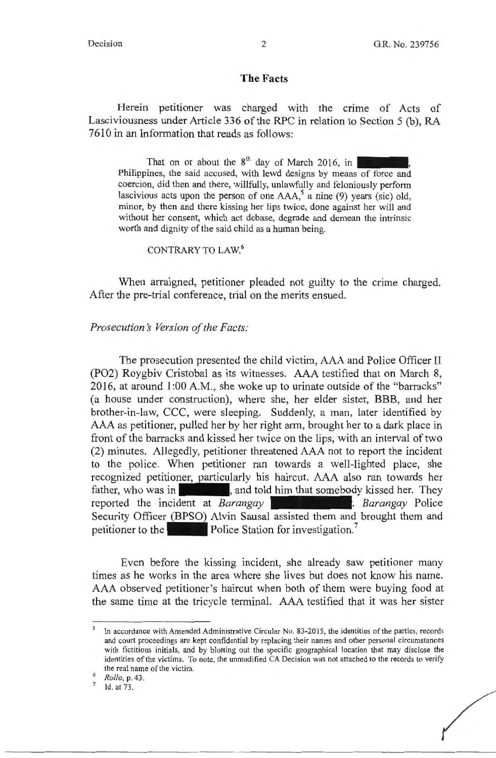## The Facts

Herein petitioner was charged with the crime of Acts of Lasciviousness under Article 336 of the RPC in relation to Section 5 (b), RA 7610 in an Information that reads as follows:

> That on or about the 8th day of March 2016, in ████████, Philippines, the said accused, with lewd designs by means of force and coercion, did then and there, willfully, unlawfully and feloniously perform lascivious acts upon the person of one AAA,[5] a nine (9) years (sic) old, minor, by then and there kissing her lips twice, done against her will and without her consent, which act debase, degrade and demean the intrinsic worth and dignity of the said child as a human being.
>
> CONTRARY TO LAW.[6]

When arraigned, petitioner pleaded not guilty to the crime charged. After the pre-trial conference, trial on the merits ensued.

*Prosecution's Version of the Facts:*

The prosecution presented the child victim, AAA and Police Officer II (PO2) Roygbiv Cristobal as its witnesses. AAA testified that on March 8, 2016, at around 1:00 A.M., she woke up to urinate outside of the "barracks" (a house under construction), where she, her elder sister, BBB, and her brother-in-law, CCC, were sleeping. Suddenly, a man, later identified by AAA as petitioner, pulled her by her right arm, brought her to a dark place in front of the barracks and kissed her twice on the lips, with an interval of two (2) minutes. Allegedly, petitioner threatened AAA not to report the incident to the police. When petitioner ran towards a well-lighted place, she recognized petitioner, particularly his haircut. AAA also ran towards her father, who was in ████████, and told him that somebody kissed her. They reported the incident at *Barangay* ████████. *Barangay* Police Security Officer (BPSO) Alvin Sausal assisted them and brought them and petitioner to the ██████ Police Station for investigation.[7]

Even before the kissing incident, she already saw petitioner many times as he works in the area where she lives but does not know his name. AAA observed petitioner's haircut when both of them were buying food at the same time at the tricycle terminal. AAA testified that it was her sister

---

[5] In accordance with Amended Administrative Circular No. 83-2015, the identities of the parties, records and court proceedings are kept confidential by replacing their names and other personal circumstances with fictitious initials, and by blotting out the specific geographical location that may disclose the identities of the victims. To note, the unmodified CA Decision was not attached to the records to verify the real name of the victim.

[6] *Rollo*, p. 43.

[7] Id. at 73.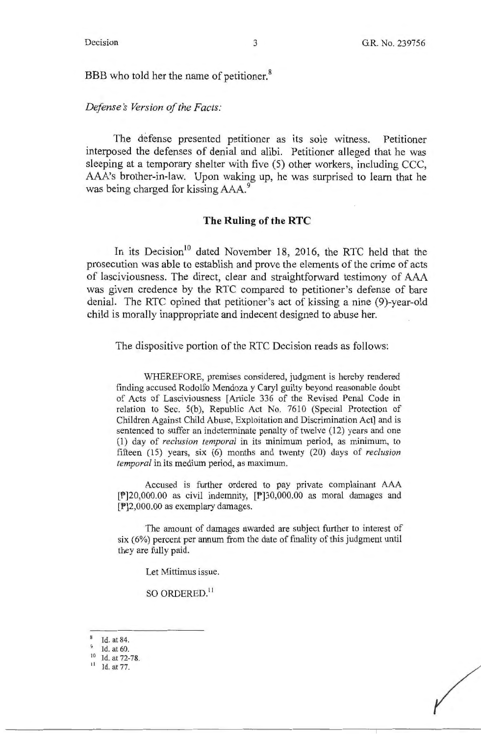BBB who told her the name of petitioner.[8]

*Defense's Version of the Facts:*

The defense presented petitioner as its sole witness. Petitioner interposed the defenses of denial and alibi. Petitioner alleged that he was sleeping at a temporary shelter with five (5) other workers, including CCC, AAA's brother-in-law. Upon waking up, he was surprised to learn that he was being charged for kissing AAA.[9]

## The Ruling of the RTC

In its Decision[10] dated November 18, 2016, the RTC held that the prosecution was able to establish and prove the elements of the crime of acts of lasciviousness. The direct, clear and straightforward testimony of AAA was given credence by the RTC compared to petitioner's defense of bare denial. The RTC opined that petitioner's act of kissing a nine (9)-year-old child is morally inappropriate and indecent designed to abuse her.

The dispositive portion of the RTC Decision reads as follows:

> WHEREFORE, premises considered, judgment is hereby rendered finding accused Rodolfo Mendoza y Caryl guilty beyond reasonable doubt of Acts of Lasciviousness [Article 336 of the Revised Penal Code in relation to Sec. 5(b), Republic Act No. 7610 (Special Protection of Children Against Child Abuse, Exploitation and Discrimination Act] and is sentenced to suffer an indeterminate penalty of twelve (12) years and one (1) day of *reclusion temporal* in its minimum period, as minimum, to fifteen (15) years, six (6) months and twenty (20) days of *reclusion temporal* in its medium period, as maximum.
>
> Accused is further ordered to pay private complainant AAA [₱]20,000.00 as civil indemnity, [₱]30,000.00 as moral damages and [₱]2,000.00 as exemplary damages.
>
> The amount of damages awarded are subject further to interest of six (6%) percent per annum from the date of finality of this judgment until they are fully paid.
>
> Let Mittimus issue.
>
> SO ORDERED.[11]

---

[8] Id. at 84.

[9] Id. at 60.

[10] Id. at 72-78.

[11] Id. at 77.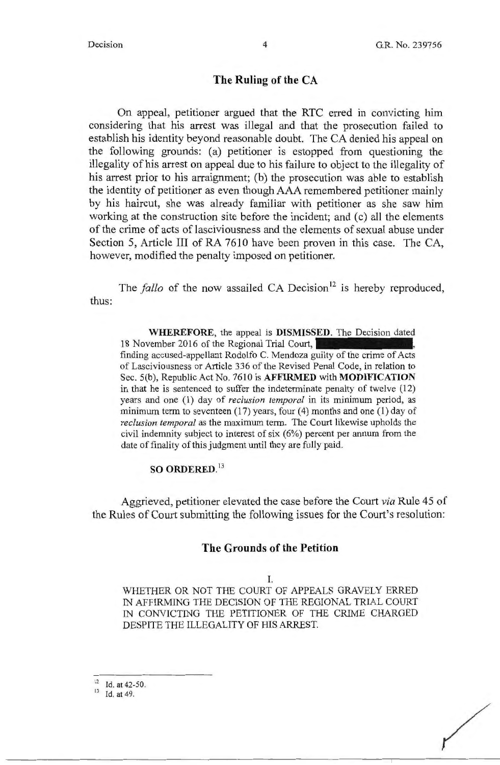## The Ruling of the CA

On appeal, petitioner argued that the RTC erred in convicting him considering that his arrest was illegal and that the prosecution failed to establish his identity beyond reasonable doubt. The CA denied his appeal on the following grounds: (a) petitioner is estopped from questioning the illegality of his arrest on appeal due to his failure to object to the illegality of his arrest prior to his arraignment; (b) the prosecution was able to establish the identity of petitioner as even though AAA remembered petitioner mainly by his haircut, she was already familiar with petitioner as she saw him working at the construction site before the incident; and (c) all the elements of the crime of acts of lasciviousness and the elements of sexual abuse under Section 5, Article III of RA 7610 have been proven in this case. The CA, however, modified the penalty imposed on petitioner.

The *fallo* of the now assailed CA Decision[12] is hereby reproduced, thus:

> **WHEREFORE**, the appeal is **DISMISSED**. The Decision dated 18 November 2016 of the Regional Trial Court, ██████████, finding accused-appellant Rodolfo C. Mendoza guilty of the crime of Acts of Lasciviousness or Article 336 of the Revised Penal Code, in relation to Sec. 5(b), Republic Act No. 7610 is **AFFIRMED** with **MODIFICATION** in that he is sentenced to suffer the indeterminate penalty of twelve (12) years and one (1) day of *reclusion temporal* in its minimum period, as minimum term to seventeen (17) years, four (4) months and one (1) day of *reclusion temporal* as the maximum term. The Court likewise upholds the civil indemnity subject to interest of six (6%) percent per annum from the date of finality of this judgment until they are fully paid.
>
> **SO ORDERED.**[13]

Aggrieved, petitioner elevated the case before the Court *via* Rule 45 of the Rules of Court submitting the following issues for the Court's resolution:

## The Grounds of the Petition

I.

WHETHER OR NOT THE COURT OF APPEALS GRAVELY ERRED IN AFFIRMING THE DECISION OF THE REGIONAL TRIAL COURT IN CONVICTING THE PETITIONER OF THE CRIME CHARGED DESPITE THE ILLEGALITY OF HIS ARREST.

---

[12] Id. at 42-50.

[13] Id. at 49.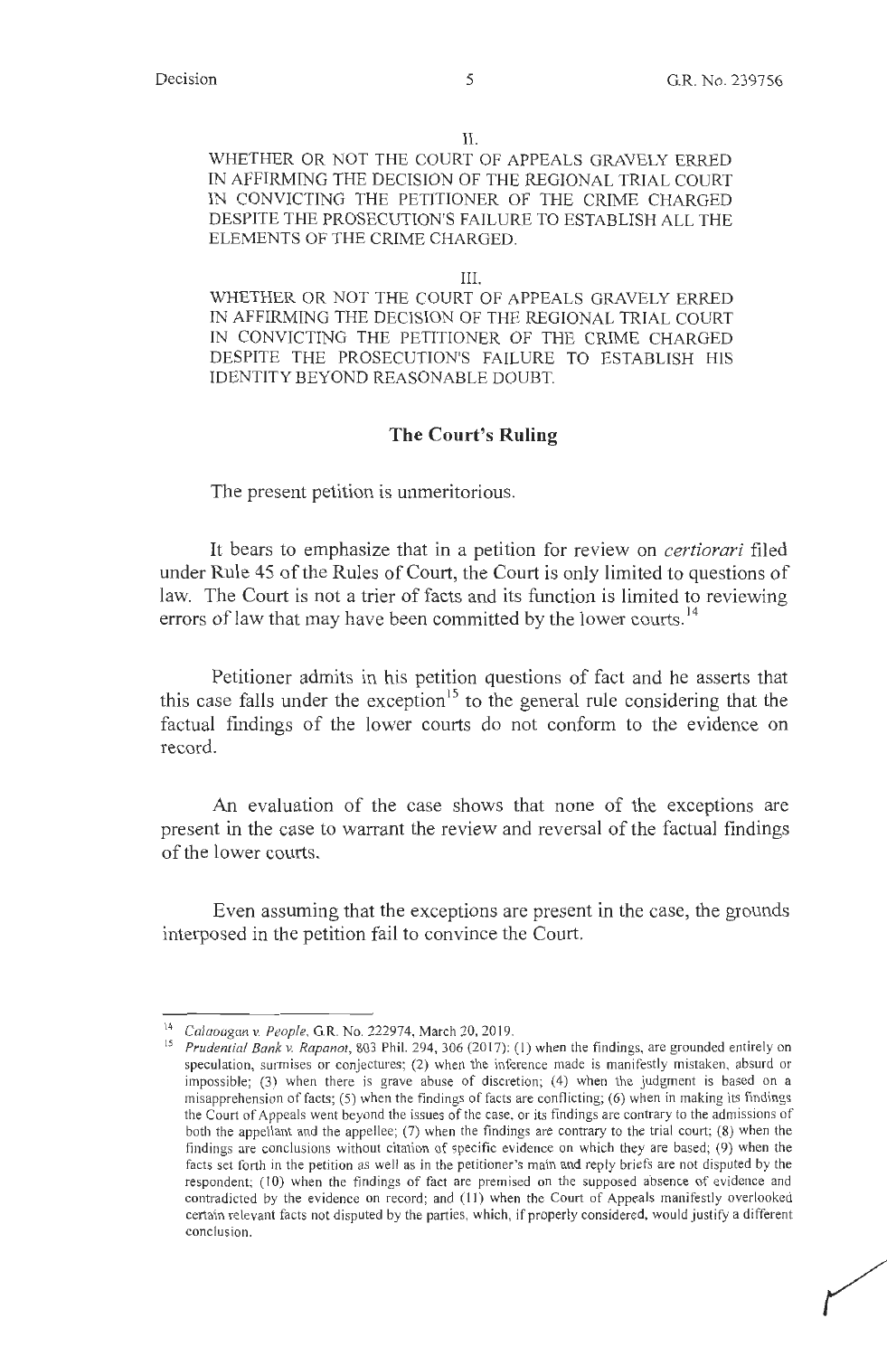II.

WHETHER OR NOT THE COURT OF APPEALS GRAVELY ERRED IN AFFIRMING THE DECISION OF THE REGIONAL TRIAL COURT IN CONVICTING THE PETITIONER OF THE CRIME CHARGED DESPITE THE PROSECUTION'S FAILURE TO ESTABLISH ALL THE ELEMENTS OF THE CRIME CHARGED.

III.

WHETHER OR NOT THE COURT OF APPEALS GRAVELY ERRED IN AFFIRMING THE DECISION OF THE REGIONAL TRIAL COURT IN CONVICTING THE PETITIONER OF THE CRIME CHARGED DESPITE THE PROSECUTION'S FAILURE TO ESTABLISH HIS IDENTITY BEYOND REASONABLE DOUBT.

## The Court's Ruling

The present petition is unmeritorious.

It bears to emphasize that in a petition for review on *certiorari* filed under Rule 45 of the Rules of Court, the Court is only limited to questions of law. The Court is not a trier of facts and its function is limited to reviewing errors of law that may have been committed by the lower courts.[14]

Petitioner admits in his petition questions of fact and he asserts that this case falls under the exception[15] to the general rule considering that the factual findings of the lower courts do not conform to the evidence on record.

An evaluation of the case shows that none of the exceptions are present in the case to warrant the review and reversal of the factual findings of the lower courts.

Even assuming that the exceptions are present in the case, the grounds interposed in the petition fail to convince the Court.

---

[14] *Calaoagan v. People*, G.R. No. 222974, March 20, 2019.

[15] *Prudential Bank v. Rapanot*, 803 Phil. 294, 306 (2017): (1) when the findings, are grounded entirely on speculation, surmises or conjectures; (2) when the inference made is manifestly mistaken, absurd or impossible; (3) when there is grave abuse of discretion; (4) when the judgment is based on a misapprehension of facts; (5) when the findings of facts are conflicting; (6) when in making its findings the Court of Appeals went beyond the issues of the case, or its findings are contrary to the admissions of both the appellant and the appellee; (7) when the findings are contrary to the trial court; (8) when the findings are conclusions without citation of specific evidence on which they are based; (9) when the facts set forth in the petition as well as in the petitioner's main and reply briefs are not disputed by the respondent; (10) when the findings of fact are premised on the supposed absence of evidence and contradicted by the evidence on record; and (11) when the Court of Appeals manifestly overlooked certain relevant facts not disputed by the parties, which, if properly considered, would justify a different conclusion.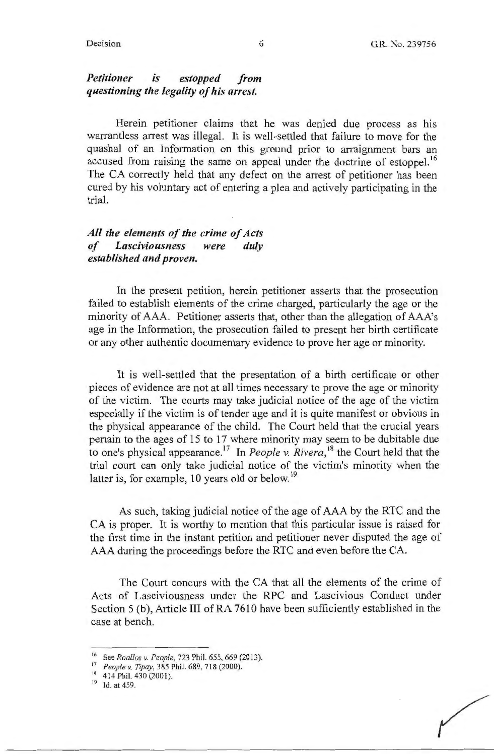***Petitioner is estopped from questioning the legality of his arrest.***

Herein petitioner claims that he was denied due process as his warrantless arrest was illegal. It is well-settled that failure to move for the quashal of an Information on this ground prior to arraignment bars an accused from raising the same on appeal under the doctrine of estoppel.[16] The CA correctly held that any defect on the arrest of petitioner has been cured by his voluntary act of entering a plea and actively participating in the trial.

***All the elements of the crime of Acts of Lasciviousness were duly established and proven.***

In the present petition, herein petitioner asserts that the prosecution failed to establish elements of the crime charged, particularly the age or the minority of AAA. Petitioner asserts that, other than the allegation of AAA's age in the Information, the prosecution failed to present her birth certificate or any other authentic documentary evidence to prove her age or minority.

It is well-settled that the presentation of a birth certificate or other pieces of evidence are not at all times necessary to prove the age or minority of the victim. The courts may take judicial notice of the age of the victim especially if the victim is of tender age and it is quite manifest or obvious in the physical appearance of the child. The Court held that the crucial years pertain to the ages of 15 to 17 where minority may seem to be dubitable due to one's physical appearance.[17] In *People v. Rivera*,[18] the Court held that the trial court can only take judicial notice of the victim's minority when the latter is, for example, 10 years old or below.[19]

As such, taking judicial notice of the age of AAA by the RTC and the CA is proper. It is worthy to mention that this particular issue is raised for the first time in the instant petition and petitioner never disputed the age of AAA during the proceedings before the RTC and even before the CA.

The Court concurs with the CA that all the elements of the crime of Acts of Lasciviousness under the RPC and Lascivious Conduct under Section 5 (b), Article III of RA 7610 have been sufficiently established in the case at bench.

---

[16] See *Roallos v. People*, 723 Phil. 655, 669 (2013).

[17] *People v. Tipay*, 385 Phil. 689, 718 (2000).

[18] 414 Phil. 430 (2001).

[19] Id. at 459.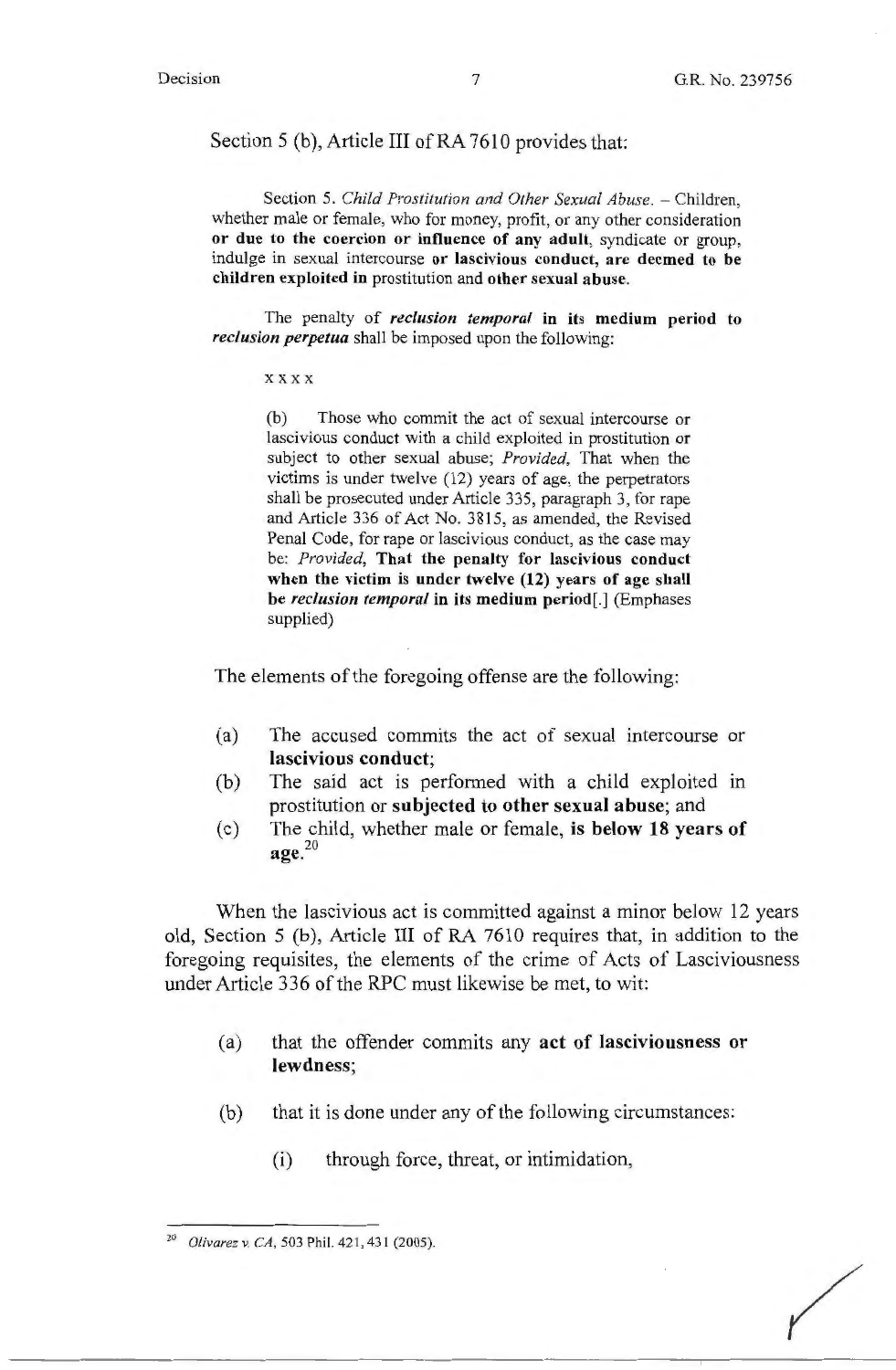Section 5 (b), Article III of RA 7610 provides that:

> Section 5. *Child Prostitution and Other Sexual Abuse.* – Children, whether male or female, who for money, profit, or any other consideration **or due to the coercion or influence of any adult**, syndicate or group, indulge in sexual intercourse **or lascivious conduct, are deemed to be children exploited in** prostitution and **other sexual abuse.**
>
> The penalty of ***reclusion temporal*** **in its medium period to** ***reclusion perpetua*** shall be imposed upon the following:
>
> x x x x
>
> (b) Those who commit the act of sexual intercourse or lascivious conduct with a child exploited in prostitution or subject to other sexual abuse; *Provided*, That when the victims is under twelve (12) years of age, the perpetrators shall be prosecuted under Article 335, paragraph 3, for rape and Article 336 of Act No. 3815, as amended, the Revised Penal Code, for rape or lascivious conduct, as the case may be: *Provided*, **That the penalty for lascivious conduct when the victim is under twelve (12) years of age shall be** ***reclusion temporal*** **in its medium period**[.] (Emphases supplied)

The elements of the foregoing offense are the following:

(a) The accused commits the act of sexual intercourse or **lascivious conduct**;

(b) The said act is performed with a child exploited in prostitution or **subjected to other sexual abuse**; and

(c) The child, whether male or female, **is below 18 years of age.**[20]

When the lascivious act is committed against a minor below 12 years old, Section 5 (b), Article III of RA 7610 requires that, in addition to the foregoing requisites, the elements of the crime of Acts of Lasciviousness under Article 336 of the RPC must likewise be met, to wit:

(a) that the offender commits any **act of lasciviousness or lewdness**;

(b) that it is done under any of the following circumstances:

(i) through force, threat, or intimidation,

---

[20] *Olivarez v. CA*, 503 Phil. 421, 431 (2005).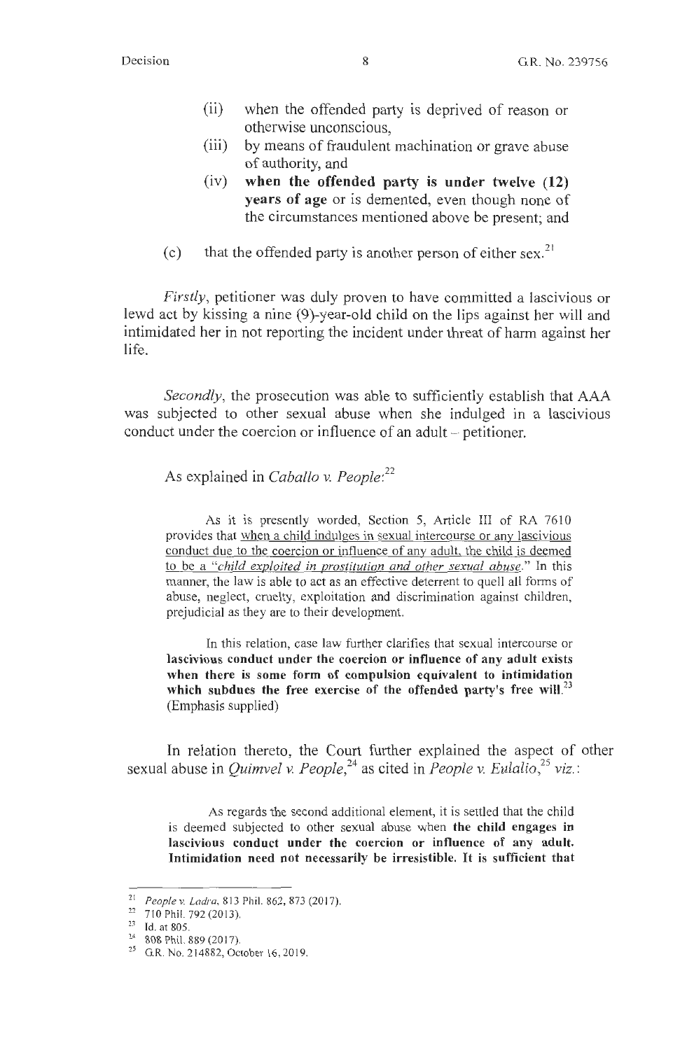(ii) when the offended party is deprived of reason or otherwise unconscious,

(iii) by means of fraudulent machination or grave abuse of authority, and

(iv) **when the offended party is under twelve (12) years of age** or is demented, even though none of the circumstances mentioned above be present; and

(c) that the offended party is another person of either sex.[21]

*Firstly*, petitioner was duly proven to have committed a lascivious or lewd act by kissing a nine (9)-year-old child on the lips against her will and intimidated her in not reporting the incident under threat of harm against her life.

*Secondly*, the prosecution was able to sufficiently establish that AAA was subjected to other sexual abuse when she indulged in a lascivious conduct under the coercion or influence of an adult – petitioner.

As explained in *Caballo v. People*:[22]

> As it is presently worded, Section 5, Article III of RA 7610 provides that <u>when a child indulges in sexual intercourse or any lascivious conduct due to the coercion or influence of any adult, the child is deemed to be a "*child exploited in prostitution and other sexual abuse*."</u> In this manner, the law is able to act as an effective deterrent to quell all forms of abuse, neglect, cruelty, exploitation and discrimination against children, prejudicial as they are to their development.
>
> In this relation, case law further clarifies that sexual intercourse or **lascivious conduct under the coercion or influence of any adult exists when there is some form of compulsion equivalent to intimidation which subdues the free exercise of the offended party's free will.**[23] (Emphasis supplied)

In relation thereto, the Court further explained the aspect of other sexual abuse in *Quimvel v. People*,[24] as cited in *People v. Eulalio*,[25] *viz.*:

> As regards the second additional element, it is settled that the child is deemed subjected to other sexual abuse when **the child engages in lascivious conduct under the coercion or influence of any adult. Intimidation need not necessarily be irresistible. It is sufficient that**

---

[21] *People v. Ladra*, 813 Phil. 862, 873 (2017).

[22] 710 Phil. 792 (2013).

[23] Id. at 805.

[24] 808 Phil. 889 (2017).

[25] G.R. No. 214882, October 16, 2019.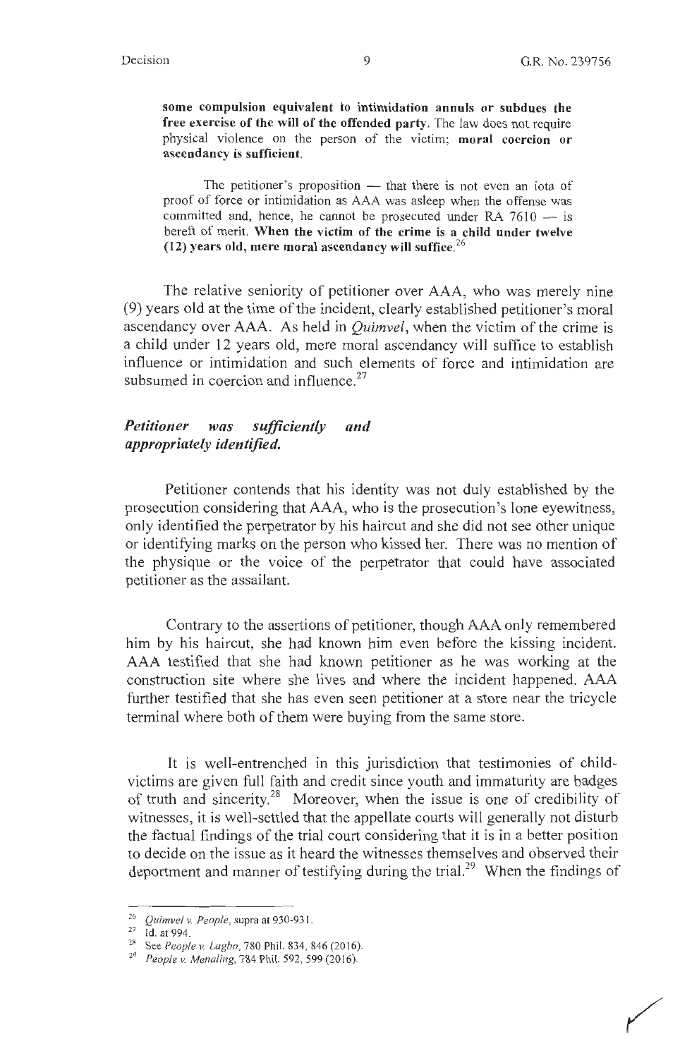**some compulsion equivalent to intimidation annuls or subdues the free exercise of the will of the offended party.** The law does not require physical violence on the person of the victim; **moral coercion or ascendancy is sufficient.**

> The petitioner's proposition — that there is not even an iota of proof of force or intimidation as AAA was asleep when the offense was committed and, hence, he cannot be prosecuted under RA 7610 — is bereft of merit. **When the victim of the crime is a child under twelve (12) years old, mere moral ascendancy will suffice.**[26]

The relative seniority of petitioner over AAA, who was merely nine (9) years old at the time of the incident, clearly established petitioner's moral ascendancy over AAA. As held in *Quimvel*, when the victim of the crime is a child under 12 years old, mere moral ascendancy will suffice to establish influence or intimidation and such elements of force and intimidation are subsumed in coercion and influence.[27]

***Petitioner was sufficiently and appropriately identified.***

Petitioner contends that his identity was not duly established by the prosecution considering that AAA, who is the prosecution's lone eyewitness, only identified the perpetrator by his haircut and she did not see other unique or identifying marks on the person who kissed her. There was no mention of the physique or the voice of the perpetrator that could have associated petitioner as the assailant.

Contrary to the assertions of petitioner, though AAA only remembered him by his haircut, she had known him even before the kissing incident. AAA testified that she had known petitioner as he was working at the construction site where she lives and where the incident happened. AAA further testified that she has even seen petitioner at a store near the tricycle terminal where both of them were buying from the same store.

It is well-entrenched in this jurisdiction that testimonies of child-victims are given full faith and credit since youth and immaturity are badges of truth and sincerity.[28] Moreover, when the issue is one of credibility of witnesses, it is well-settled that the appellate courts will generally not disturb the factual findings of the trial court considering that it is in a better position to decide on the issue as it heard the witnesses themselves and observed their deportment and manner of testifying during the trial.[29] When the findings of

---

[26] *Quimvel v. People*, supra at 930-931.

[27] Id. at 994.

[28] See *People v. Lagbo*, 780 Phil. 834, 846 (2016).

[29] *People v. Menaling*, 784 Phil. 592, 599 (2016).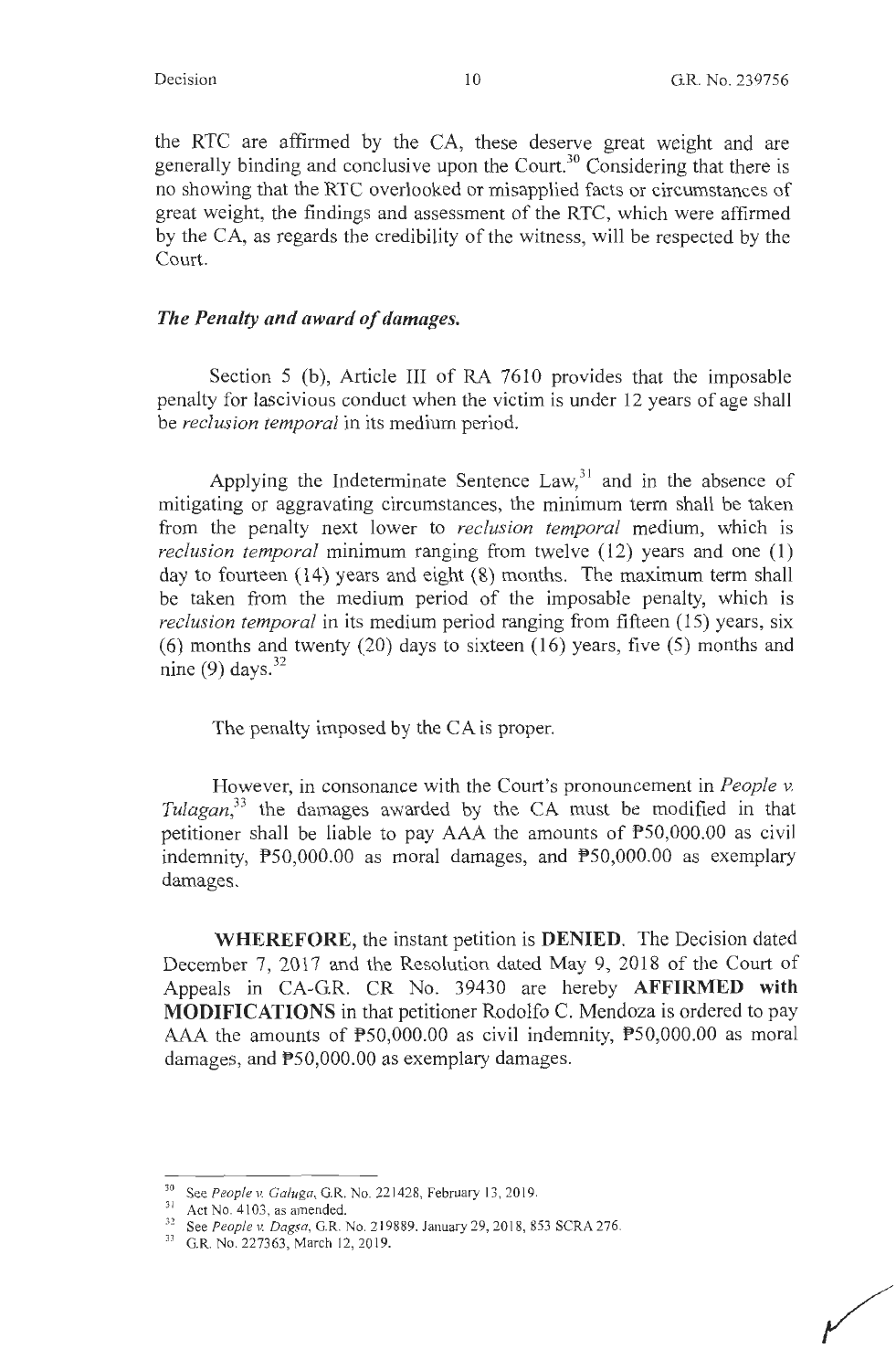the RTC are affirmed by the CA, these deserve great weight and are generally binding and conclusive upon the Court.[30] Considering that there is no showing that the RTC overlooked or misapplied facts or circumstances of great weight, the findings and assessment of the RTC, which were affirmed by the CA, as regards the credibility of the witness, will be respected by the Court.

***The Penalty and award of damages.***

Section 5 (b), Article III of RA 7610 provides that the imposable penalty for lascivious conduct when the victim is under 12 years of age shall be *reclusion temporal* in its medium period.

Applying the Indeterminate Sentence Law,[31] and in the absence of mitigating or aggravating circumstances, the minimum term shall be taken from the penalty next lower to *reclusion temporal* medium, which is *reclusion temporal* minimum ranging from twelve (12) years and one (1) day to fourteen (14) years and eight (8) months. The maximum term shall be taken from the medium period of the imposable penalty, which is *reclusion temporal* in its medium period ranging from fifteen (15) years, six (6) months and twenty (20) days to sixteen (16) years, five (5) months and nine (9) days.[32]

The penalty imposed by the CA is proper.

However, in consonance with the Court's pronouncement in *People v. Tulagan*,[33] the damages awarded by the CA must be modified in that petitioner shall be liable to pay AAA the amounts of ₱50,000.00 as civil indemnity, ₱50,000.00 as moral damages, and ₱50,000.00 as exemplary damages.

**WHEREFORE**, the instant petition is **DENIED**. The Decision dated December 7, 2017 and the Resolution dated May 9, 2018 of the Court of Appeals in CA-G.R. CR No. 39430 are hereby **AFFIRMED with MODIFICATIONS** in that petitioner Rodolfo C. Mendoza is ordered to pay AAA the amounts of ₱50,000.00 as civil indemnity, ₱50,000.00 as moral damages, and ₱50,000.00 as exemplary damages.

---

[30] See *People v. Galuga*, G.R. No. 221428, February 13, 2019.

[31] Act No. 4103, as amended.

[32] See *People v. Dagsa*, G.R. No. 219889, January 29, 2018, 853 SCRA 276.

[33] G.R. No. 227363, March 12, 2019.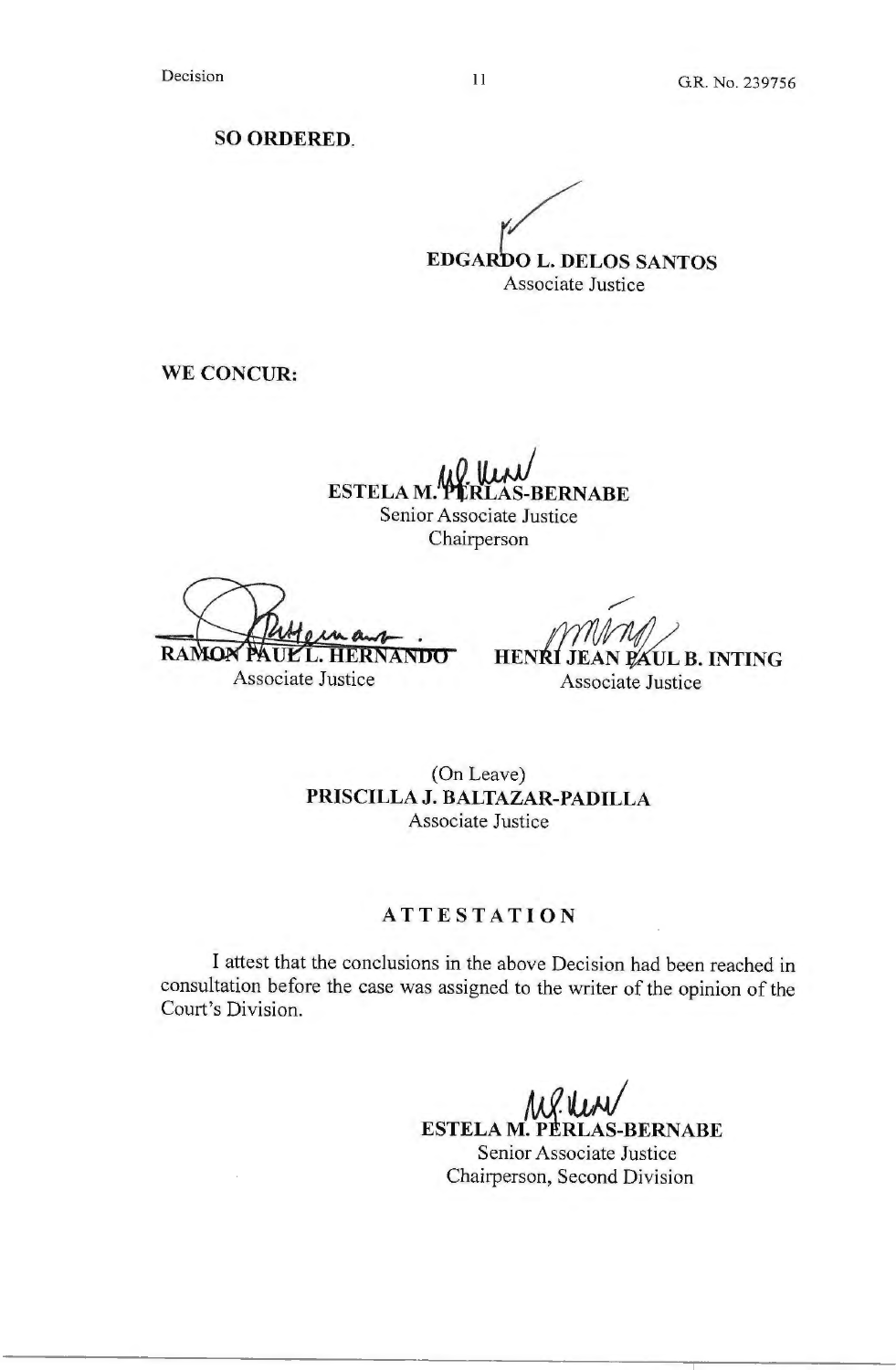**SO ORDERED.**

**EDGARDO L. DELOS SANTOS**
Associate Justice

**WE CONCUR:**

**ESTELA M. PERLAS-BERNABE**
Senior Associate Justice
Chairperson

**RAMON PAUL L. HERNANDO**
Associate Justice

**HENRI JEAN PAUL B. INTING**
Associate Justice

(On Leave)
**PRISCILLA J. BALTAZAR-PADILLA**
Associate Justice

## ATTESTATION

I attest that the conclusions in the above Decision had been reached in consultation before the case was assigned to the writer of the opinion of the Court's Division.

**ESTELA M. PERLAS-BERNABE**
Senior Associate Justice
Chairperson, Second Division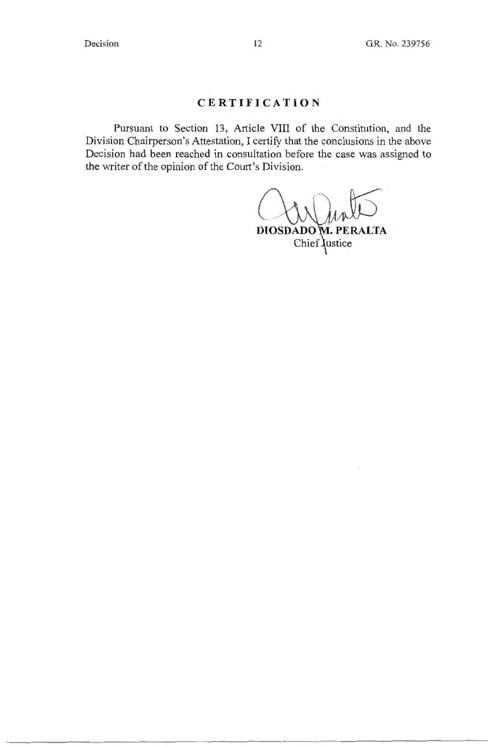## CERTIFICATION

Pursuant to Section 13, Article VIII of the Constitution, and the Division Chairperson's Attestation, I certify that the conclusions in the above Decision had been reached in consultation before the case was assigned to the writer of the opinion of the Court's Division.

**DIOSDADO M. PERALTA**
Chief Justice